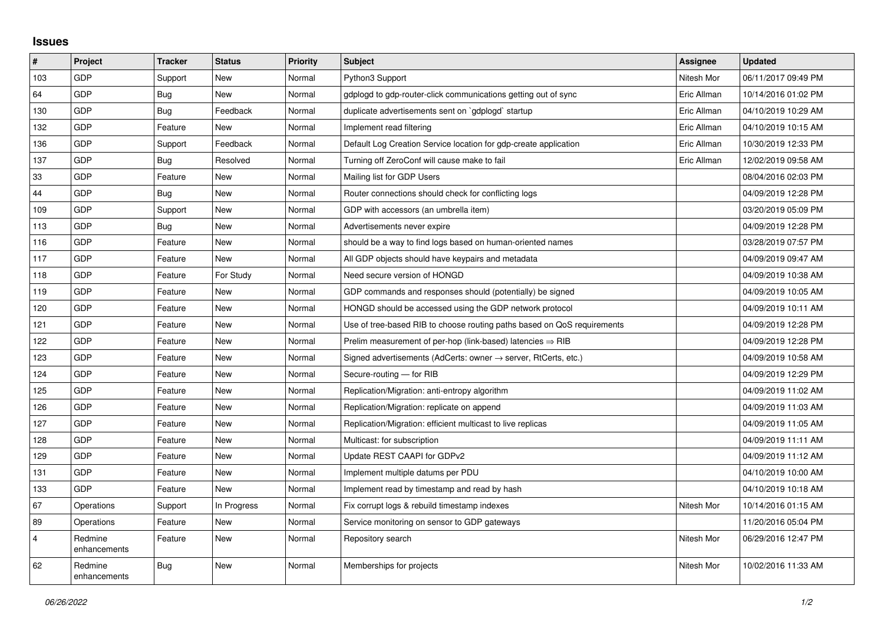## Issues

| # | Project | Tracker | Status | Priority | Subject | Assignee | Updated |
|---|---|---|---|---|---|---|---|
| 103 | GDP | Support | New | Normal | Python3 Support | Nitesh Mor | 06/11/2017 09:49 PM |
| 64 | GDP | Bug | New | Normal | gdplogd to gdp-router-click communications getting out of sync | Eric Allman | 10/14/2016 01:02 PM |
| 130 | GDP | Bug | Feedback | Normal | duplicate advertisements sent on `gdplogd` startup | Eric Allman | 04/10/2019 10:29 AM |
| 132 | GDP | Feature | New | Normal | Implement read filtering | Eric Allman | 04/10/2019 10:15 AM |
| 136 | GDP | Support | Feedback | Normal | Default Log Creation Service location for gdp-create application | Eric Allman | 10/30/2019 12:33 PM |
| 137 | GDP | Bug | Resolved | Normal | Turning off ZeroConf will cause make to fail | Eric Allman | 12/02/2019 09:58 AM |
| 33 | GDP | Feature | New | Normal | Mailing list for GDP Users | | 08/04/2016 02:03 PM |
| 44 | GDP | Bug | New | Normal | Router connections should check for conflicting logs | | 04/09/2019 12:28 PM |
| 109 | GDP | Support | New | Normal | GDP with accessors (an umbrella item) | | 03/20/2019 05:09 PM |
| 113 | GDP | Bug | New | Normal | Advertisements never expire | | 04/09/2019 12:28 PM |
| 116 | GDP | Feature | New | Normal | should be a way to find logs based on human-oriented names | | 03/28/2019 07:57 PM |
| 117 | GDP | Feature | New | Normal | All GDP objects should have keypairs and metadata | | 04/09/2019 09:47 AM |
| 118 | GDP | Feature | For Study | Normal | Need secure version of HONGD | | 04/09/2019 10:38 AM |
| 119 | GDP | Feature | New | Normal | GDP commands and responses should (potentially) be signed | | 04/09/2019 10:05 AM |
| 120 | GDP | Feature | New | Normal | HONGD should be accessed using the GDP network protocol | | 04/09/2019 10:11 AM |
| 121 | GDP | Feature | New | Normal | Use of tree-based RIB to choose routing paths based on QoS requirements | | 04/09/2019 12:28 PM |
| 122 | GDP | Feature | New | Normal | Prelim measurement of per-hop (link-based) latencies ⇒ RIB | | 04/09/2019 12:28 PM |
| 123 | GDP | Feature | New | Normal | Signed advertisements (AdCerts: owner → server, RtCerts, etc.) | | 04/09/2019 10:58 AM |
| 124 | GDP | Feature | New | Normal | Secure-routing — for RIB | | 04/09/2019 12:29 PM |
| 125 | GDP | Feature | New | Normal | Replication/Migration: anti-entropy algorithm | | 04/09/2019 11:02 AM |
| 126 | GDP | Feature | New | Normal | Replication/Migration: replicate on append | | 04/09/2019 11:03 AM |
| 127 | GDP | Feature | New | Normal | Replication/Migration: efficient multicast to live replicas | | 04/09/2019 11:05 AM |
| 128 | GDP | Feature | New | Normal | Multicast: for subscription | | 04/09/2019 11:11 AM |
| 129 | GDP | Feature | New | Normal | Update REST CAAPI for GDPv2 | | 04/09/2019 11:12 AM |
| 131 | GDP | Feature | New | Normal | Implement multiple datums per PDU | | 04/10/2019 10:00 AM |
| 133 | GDP | Feature | New | Normal | Implement read by timestamp and read by hash | | 04/10/2019 10:18 AM |
| 67 | Operations | Support | In Progress | Normal | Fix corrupt logs & rebuild timestamp indexes | Nitesh Mor | 10/14/2016 01:15 AM |
| 89 | Operations | Feature | New | Normal | Service monitoring on sensor to GDP gateways | | 11/20/2016 05:04 PM |
| 4 | Redmine enhancements | Feature | New | Normal | Repository search | Nitesh Mor | 06/29/2016 12:47 PM |
| 62 | Redmine enhancements | Bug | New | Normal | Memberships for projects | Nitesh Mor | 10/02/2016 11:33 AM |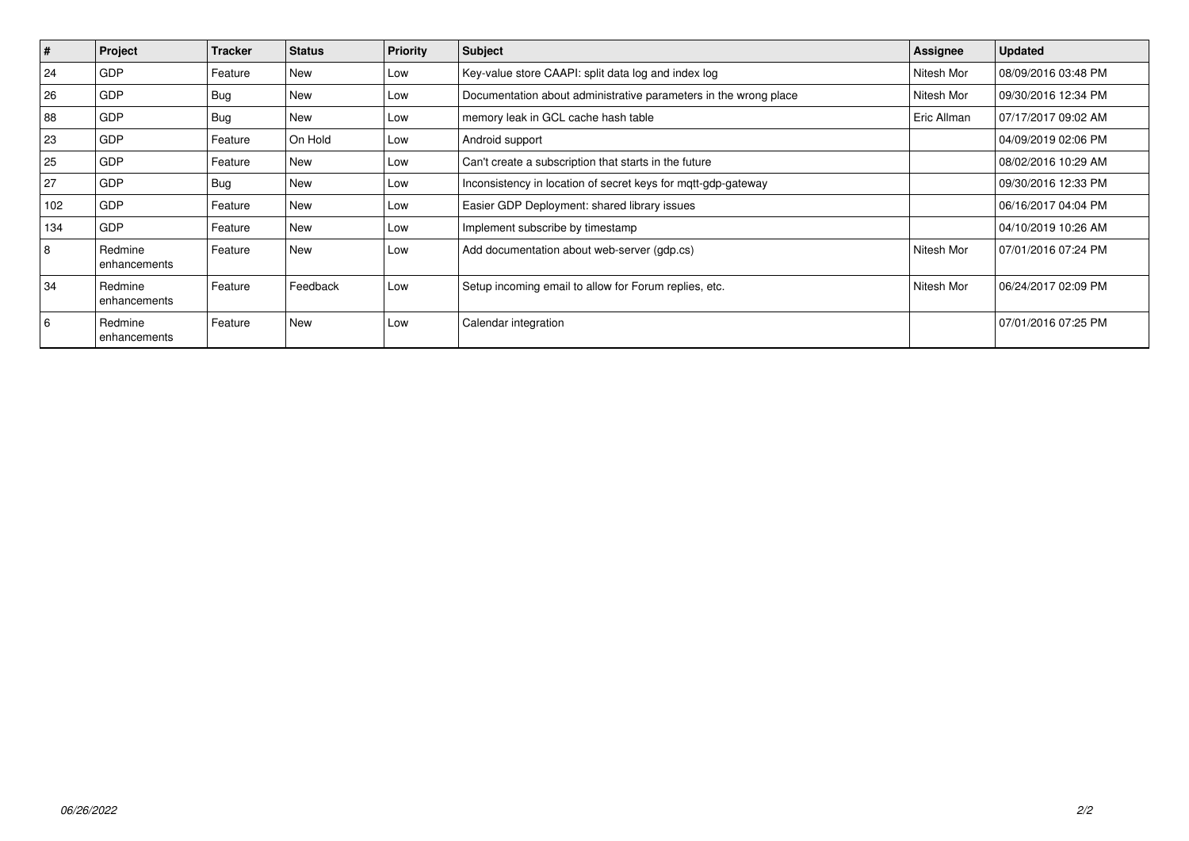| # | Project | Tracker | Status | Priority | Subject | Assignee | Updated |
|---|---|---|---|---|---|---|---|
| 24 | GDP | Feature | New | Low | Key-value store CAAPI: split data log and index log | Nitesh Mor | 08/09/2016 03:48 PM |
| 26 | GDP | Bug | New | Low | Documentation about administrative parameters in the wrong place | Nitesh Mor | 09/30/2016 12:34 PM |
| 88 | GDP | Bug | New | Low | memory leak in GCL cache hash table | Eric Allman | 07/17/2017 09:02 AM |
| 23 | GDP | Feature | On Hold | Low | Android support | | 04/09/2019 02:06 PM |
| 25 | GDP | Feature | New | Low | Can't create a subscription that starts in the future | | 08/02/2016 10:29 AM |
| 27 | GDP | Bug | New | Low | Inconsistency in location of secret keys for mqtt-gdp-gateway | | 09/30/2016 12:33 PM |
| 102 | GDP | Feature | New | Low | Easier GDP Deployment: shared library issues | | 06/16/2017 04:04 PM |
| 134 | GDP | Feature | New | Low | Implement subscribe by timestamp | | 04/10/2019 10:26 AM |
| 8 | Redmine enhancements | Feature | New | Low | Add documentation about web-server (gdp.cs) | Nitesh Mor | 07/01/2016 07:24 PM |
| 34 | Redmine enhancements | Feature | Feedback | Low | Setup incoming email to allow for Forum replies, etc. | Nitesh Mor | 06/24/2017 02:09 PM |
| 6 | Redmine enhancements | Feature | New | Low | Calendar integration | | 07/01/2016 07:25 PM |